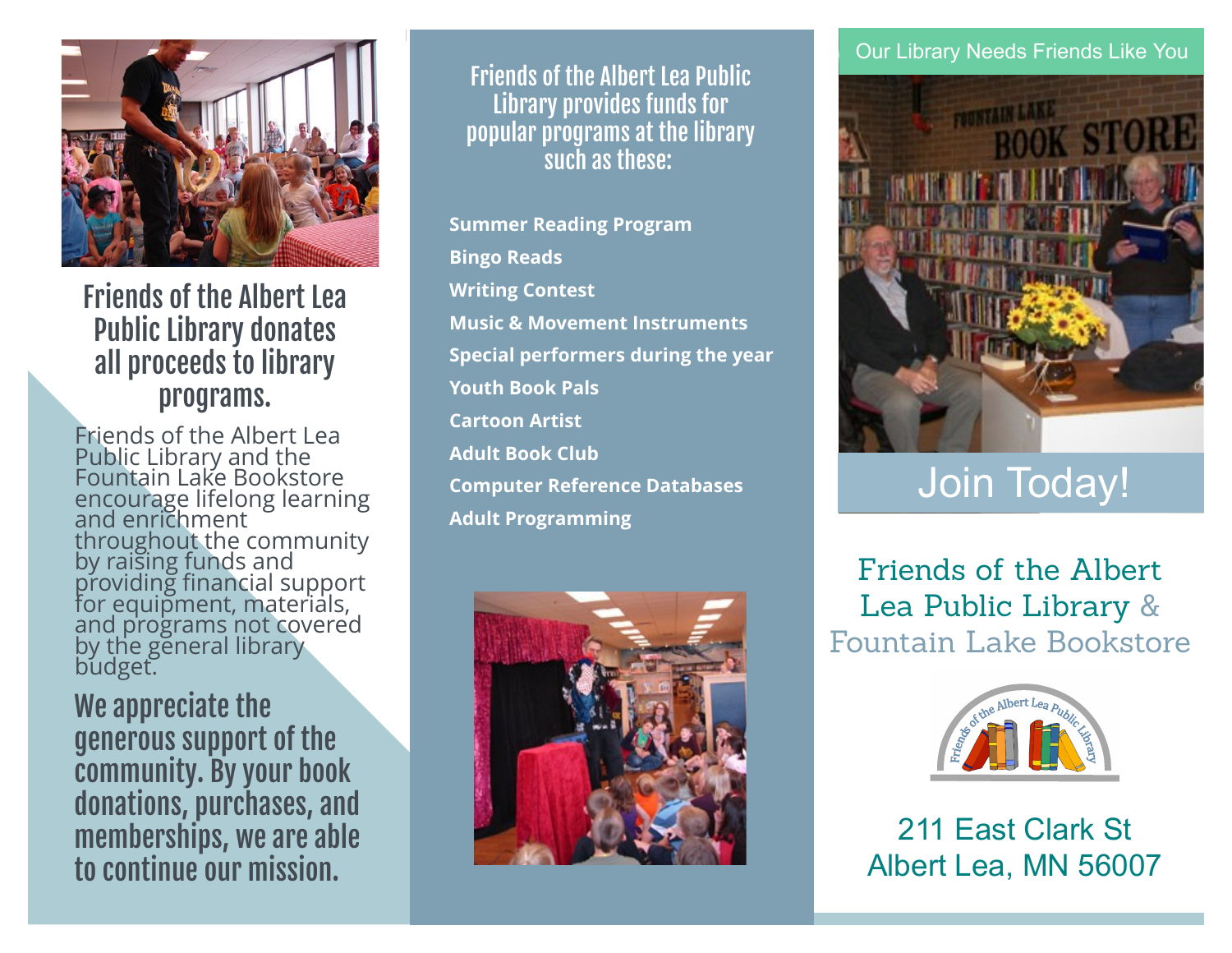## Friends of the Albert Lea Public Library donates all proceeds to library programs.

Friends of the Albert Lea Public Library and the Fountain Lake Bookstore encourage lifelong learning and enrichment throughout the community by raising funds and providing financial support for equipment, materials, and programs not covered by the general library budget.

**We appreciate the generous support of the community. By your book donations, purchases, and memberships, we are able to continue our mission.**

## Friends of the Albert Lea Public Library provides funds for popular programs at the library such as these:

- **Summer Reading Program**
- **Bingo Reads**
- **Writing Contest**
- **Music & Movement Instruments**
- **Special performers during the year**
- **Youth Book Pals**
- **Cartoon Artist**
- **Adult Book Club**
- **Computer Reference Databases**
- **Adult Programming**

Our Library Needs Friends Like You

# Join Today!

## Friends of the Albert Lea Public Library & Fountain Lake Bookstore

211 East Clark St
Albert Lea, MN 56007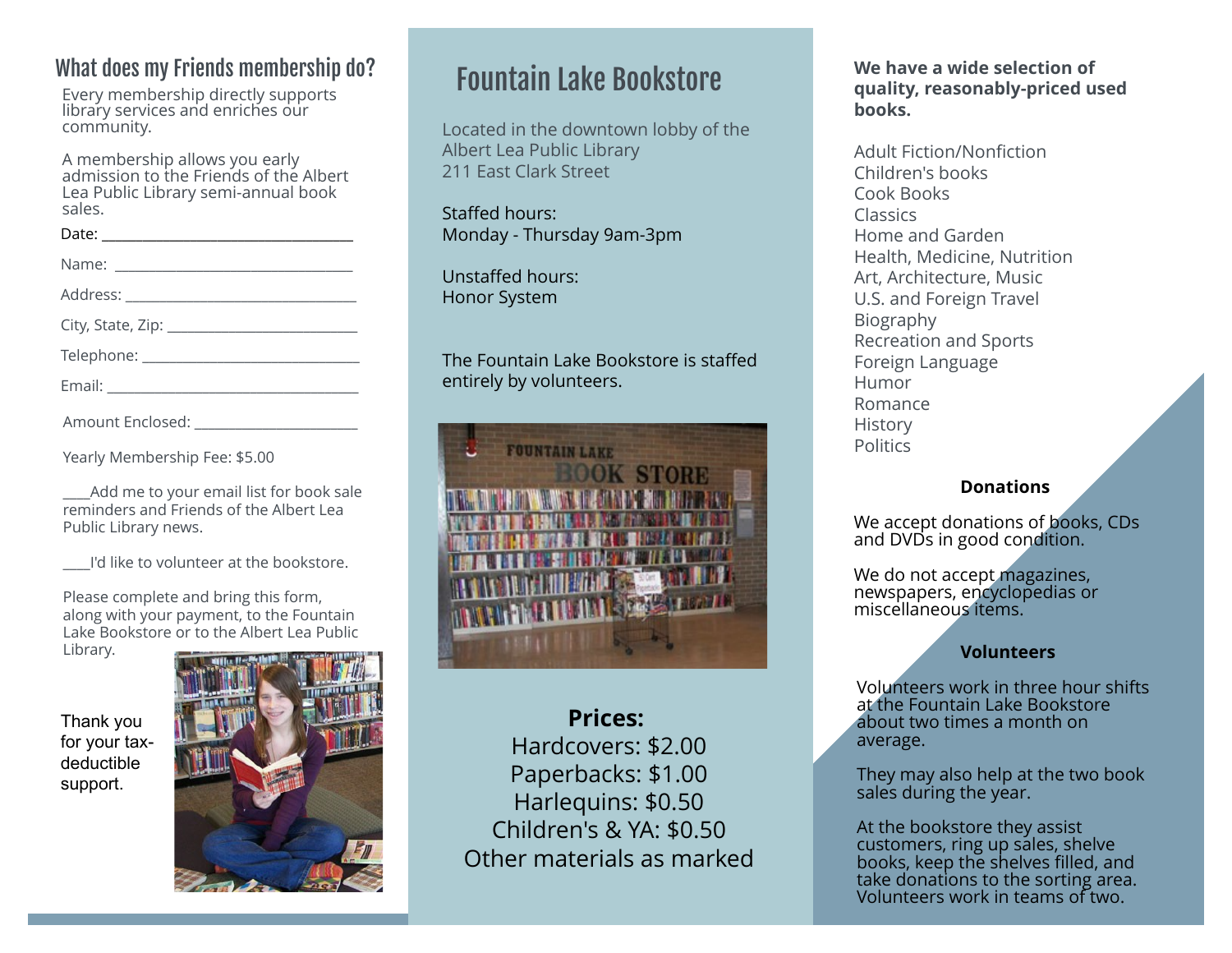## What does my Friends membership do?

Every membership directly supports library services and enriches our community.

A membership allows you early admission to the Friends of the Albert Lea Public Library semi-annual book sales.

Date: ______________________________

Name: ______________________________

Address: ______________________________

City, State, Zip: ______________________________

Telephone: ______________________________

Email: ______________________________

Amount Enclosed: ______________________

Yearly Membership Fee: $5.00

____Add me to your email list for book sale reminders and Friends of the Albert Lea Public Library news.

____I'd like to volunteer at the bookstore.

Please complete and bring this form, along with your payment, to the Fountain Lake Bookstore or to the Albert Lea Public Library.

Thank you for your tax-deductible support.

# Fountain Lake Bookstore

Located in the downtown lobby of the Albert Lea Public Library
211 East Clark Street

Staffed hours:
Monday - Thursday 9am-3pm

Unstaffed hours:
Honor System

The Fountain Lake Bookstore is staffed entirely by volunteers.

**Prices:**
Hardcovers: $2.00
Paperbacks: $1.00
Harlequins: $0.50
Children's & YA: $0.50
Other materials as marked

**We have a wide selection of quality, reasonably-priced used books.**

- Adult Fiction/Nonfiction
- Children's books
- Cook Books
- Classics
- Home and Garden
- Health, Medicine, Nutrition
- Art, Architecture, Music
- U.S. and Foreign Travel
- Biography
- Recreation and Sports
- Foreign Language
- Humor
- Romance
- History
- Politics

### Donations

We accept donations of books, CDs and DVDs in good condition.

We do not accept magazines, newspapers, encyclopedias or miscellaneous items.

### Volunteers

Volunteers work in three hour shifts at the Fountain Lake Bookstore about two times a month on average.

They may also help at the two book sales during the year.

At the bookstore they assist customers, ring up sales, shelve books, keep the shelves filled, and take donations to the sorting area. Volunteers work in teams of two.